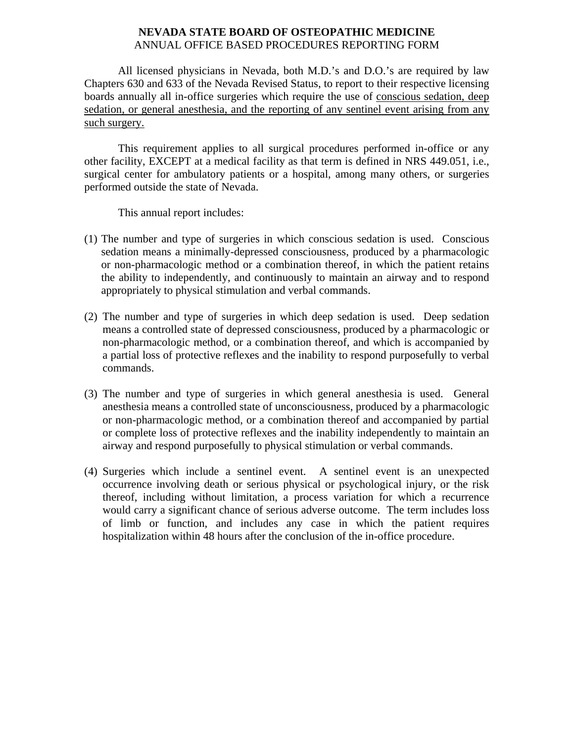**NEVADA STATE BOARD OF OSTEOPATHIC MEDICINE**
ANNUAL OFFICE BASED PROCEDURES REPORTING FORM

All licensed physicians in Nevada, both M.D.'s and D.O.'s are required by law Chapters 630 and 633 of the Nevada Revised Status, to report to their respective licensing boards annually all in-office surgeries which require the use of <u>conscious sedation, deep sedation, or general anesthesia, and the reporting of any sentinel event arising from any such surgery.</u>

This requirement applies to all surgical procedures performed in-office or any other facility, EXCEPT at a medical facility as that term is defined in NRS 449.051, i.e., surgical center for ambulatory patients or a hospital, among many others, or surgeries performed outside the state of Nevada.

This annual report includes:

(1) The number and type of surgeries in which conscious sedation is used. Conscious sedation means a minimally-depressed consciousness, produced by a pharmacologic or non-pharmacologic method or a combination thereof, in which the patient retains the ability to independently, and continuously to maintain an airway and to respond appropriately to physical stimulation and verbal commands.

(2) The number and type of surgeries in which deep sedation is used. Deep sedation means a controlled state of depressed consciousness, produced by a pharmacologic or non-pharmacologic method, or a combination thereof, and which is accompanied by a partial loss of protective reflexes and the inability to respond purposefully to verbal commands.

(3) The number and type of surgeries in which general anesthesia is used. General anesthesia means a controlled state of unconsciousness, produced by a pharmacologic or non-pharmacologic method, or a combination thereof and accompanied by partial or complete loss of protective reflexes and the inability independently to maintain an airway and respond purposefully to physical stimulation or verbal commands.

(4) Surgeries which include a sentinel event. A sentinel event is an unexpected occurrence involving death or serious physical or psychological injury, or the risk thereof, including without limitation, a process variation for which a recurrence would carry a significant chance of serious adverse outcome. The term includes loss of limb or function, and includes any case in which the patient requires hospitalization within 48 hours after the conclusion of the in-office procedure.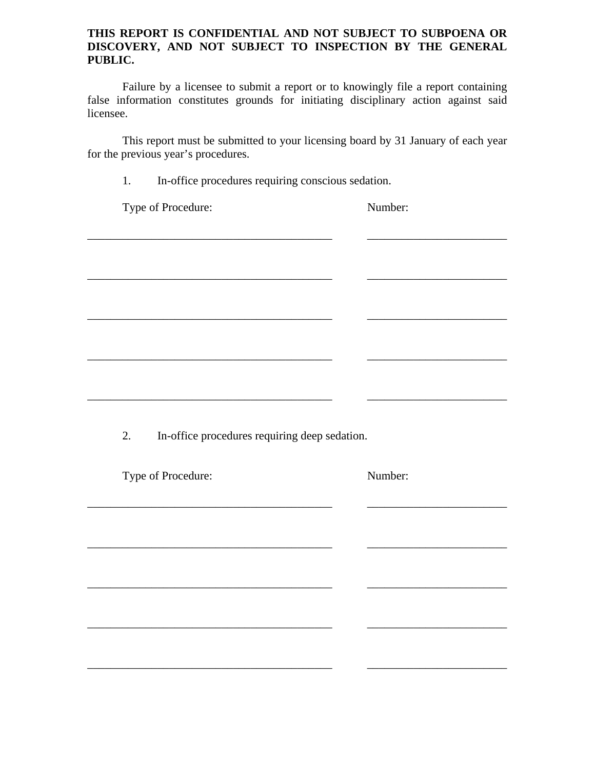**THIS REPORT IS CONFIDENTIAL AND NOT SUBJECT TO SUBPOENA OR DISCOVERY, AND NOT SUBJECT TO INSPECTION BY THE GENERAL PUBLIC.**

Failure by a licensee to submit a report or to knowingly file a report containing false information constitutes grounds for initiating disciplinary action against said licensee.

This report must be submitted to your licensing board by 31 January of each year for the previous year's procedures.

1. In-office procedures requiring conscious sedation.

| Type of Procedure: | Number: |
|---|---|
| ___________________________________________ | ________________________ |
| ___________________________________________ | ________________________ |
| ___________________________________________ | ________________________ |
| ___________________________________________ | ________________________ |
| ___________________________________________ | ________________________ |

2. In-office procedures requiring deep sedation.

| Type of Procedure: | Number: |
|---|---|
| ___________________________________________ | ________________________ |
| ___________________________________________ | ________________________ |
| ___________________________________________ | ________________________ |
| ___________________________________________ | ________________________ |
| ___________________________________________ | ________________________ |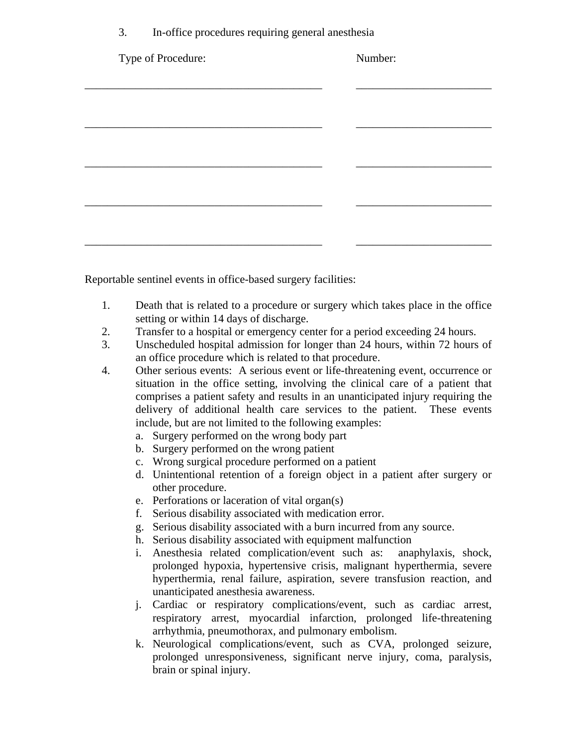3. In-office procedures requiring general anesthesia

| Type of Procedure: | Number: |
| --- | --- |
| ____________________________________________ | ________________________ |
| ____________________________________________ | ________________________ |
| ____________________________________________ | ________________________ |
| ____________________________________________ | ________________________ |
| ____________________________________________ | ________________________ |

Reportable sentinel events in office-based surgery facilities:

1. Death that is related to a procedure or surgery which takes place in the office setting or within 14 days of discharge.
2. Transfer to a hospital or emergency center for a period exceeding 24 hours.
3. Unscheduled hospital admission for longer than 24 hours, within 72 hours of an office procedure which is related to that procedure.
4. Other serious events: A serious event or life-threatening event, occurrence or situation in the office setting, involving the clinical care of a patient that comprises a patient safety and results in an unanticipated injury requiring the delivery of additional health care services to the patient. These events include, but are not limited to the following examples:
   a. Surgery performed on the wrong body part
   b. Surgery performed on the wrong patient
   c. Wrong surgical procedure performed on a patient
   d. Unintentional retention of a foreign object in a patient after surgery or other procedure.
   e. Perforations or laceration of vital organ(s)
   f. Serious disability associated with medication error.
   g. Serious disability associated with a burn incurred from any source.
   h. Serious disability associated with equipment malfunction
   i. Anesthesia related complication/event such as: anaphylaxis, shock, prolonged hypoxia, hypertensive crisis, malignant hyperthermia, severe hyperthermia, renal failure, aspiration, severe transfusion reaction, and unanticipated anesthesia awareness.
   j. Cardiac or respiratory complications/event, such as cardiac arrest, respiratory arrest, myocardial infarction, prolonged life-threatening arrhythmia, pneumothorax, and pulmonary embolism.
   k. Neurological complications/event, such as CVA, prolonged seizure, prolonged unresponsiveness, significant nerve injury, coma, paralysis, brain or spinal injury.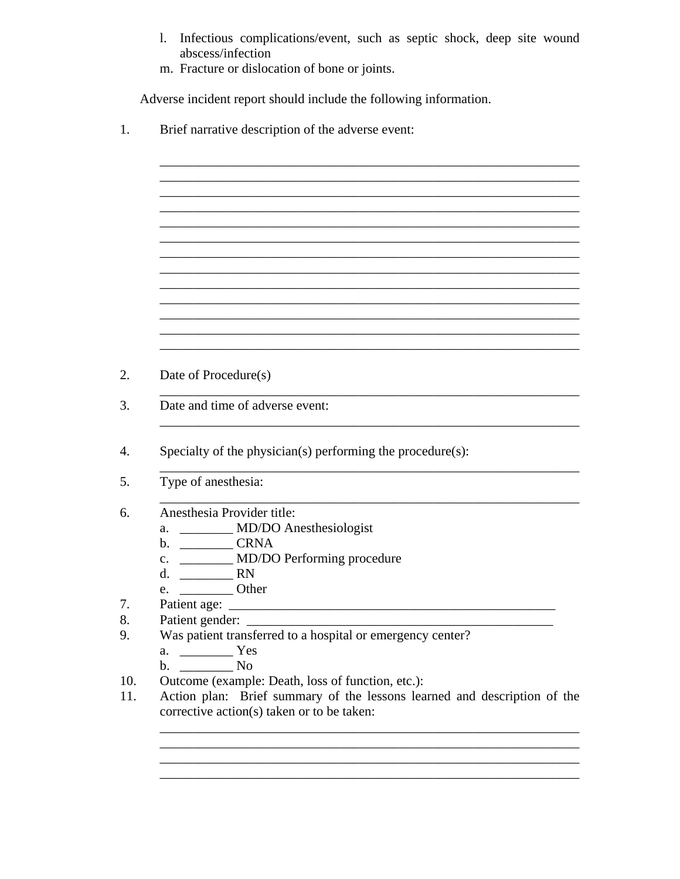l. Infectious complications/event, such as septic shock, deep site wound abscess/infection
m. Fracture or dislocation of bone or joints.

Adverse incident report should include the following information.

1. Brief narrative description of the adverse event:

_______________________________________________________________
_______________________________________________________________
_______________________________________________________________
_______________________________________________________________
_______________________________________________________________
_______________________________________________________________
_______________________________________________________________
_______________________________________________________________
_______________________________________________________________
_______________________________________________________________
_______________________________________________________________
_______________________________________________________________
_______________________________________________________________

2. Date of Procedure(s)
_______________________________________________________________

3. Date and time of adverse event:
_______________________________________________________________

4. Specialty of the physician(s) performing the procedure(s):
_______________________________________________________________

5. Type of anesthesia:
_______________________________________________________________

6. Anesthesia Provider title:
   a. ________ MD/DO Anesthesiologist
   b. ________ CRNA
   c. ________ MD/DO Performing procedure
   d. ________ RN
   e. ________ Other

7. Patient age: ____________________________________________________

8. Patient gender: _________________________________________________

9. Was patient transferred to a hospital or emergency center?
   a. ________ Yes
   b. ________ No

10. Outcome (example: Death, loss of function, etc.):

11. Action plan: Brief summary of the lessons learned and description of the corrective action(s) taken or to be taken:

_______________________________________________________________
_______________________________________________________________
_______________________________________________________________
_______________________________________________________________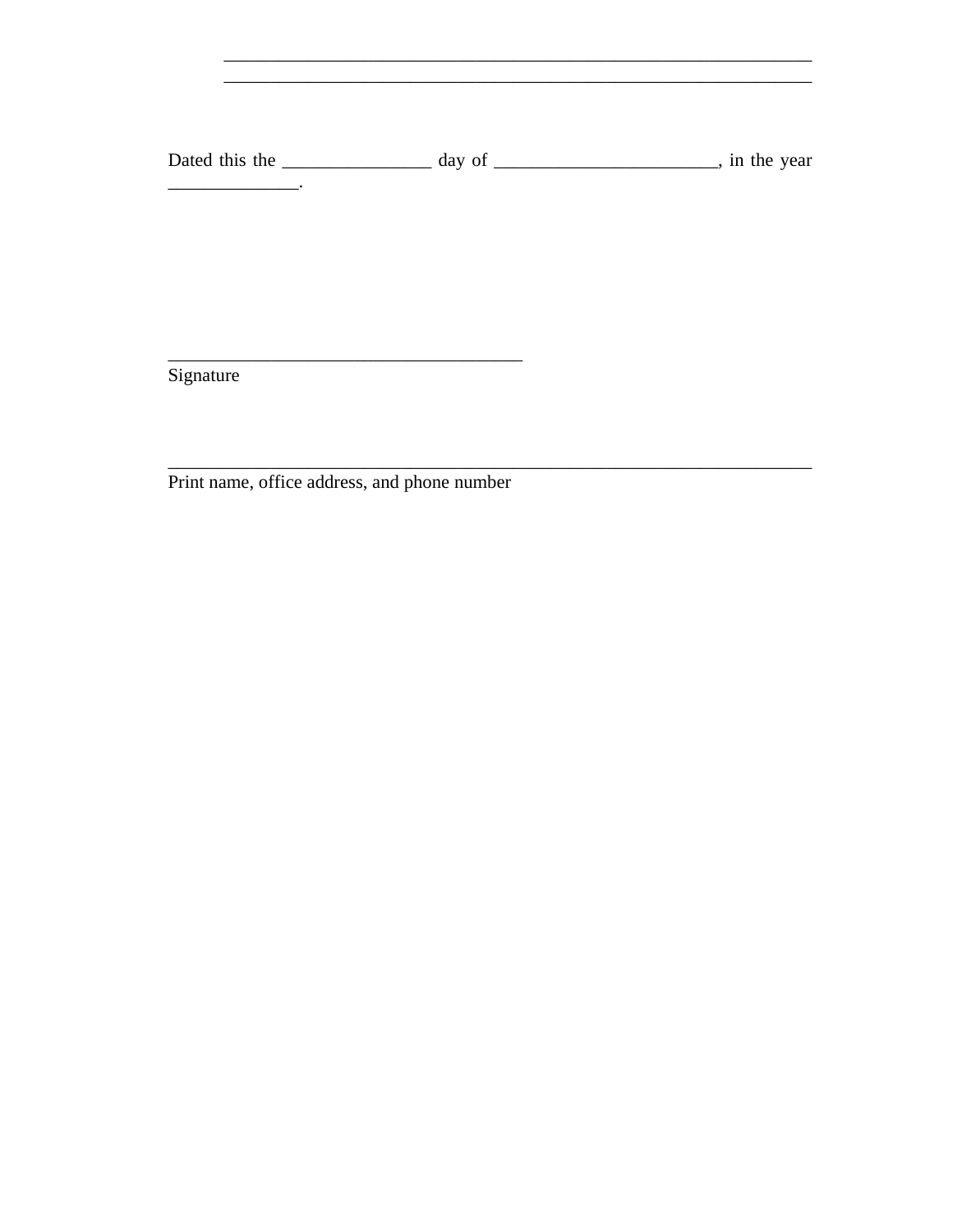\_\_\_\_\_\_\_\_\_\_\_\_\_\_\_\_\_\_\_\_\_\_\_\_\_\_\_\_\_\_\_\_\_\_\_\_\_\_\_\_\_\_\_\_\_\_\_\_\_\_\_\_\_\_\_\_\_\_\_\_\_\_\_\_
\_\_\_\_\_\_\_\_\_\_\_\_\_\_\_\_\_\_\_\_\_\_\_\_\_\_\_\_\_\_\_\_\_\_\_\_\_\_\_\_\_\_\_\_\_\_\_\_\_\_\_\_\_\_\_\_\_\_\_\_\_\_\_\_

Dated this the \_\_\_\_\_\_\_\_\_\_\_\_\_\_\_\_ day of \_\_\_\_\_\_\_\_\_\_\_\_\_\_\_\_\_\_\_\_\_\_\_\_, in the year \_\_\_\_\_\_\_\_\_\_\_\_\_\_.

\_\_\_\_\_\_\_\_\_\_\_\_\_\_\_\_\_\_\_\_\_\_\_\_\_\_\_\_\_\_\_\_\_\_\_\_\_\_\_
Signature

\_\_\_\_\_\_\_\_\_\_\_\_\_\_\_\_\_\_\_\_\_\_\_\_\_\_\_\_\_\_\_\_\_\_\_\_\_\_\_\_\_\_\_\_\_\_\_\_\_\_\_\_\_\_\_\_\_\_\_\_\_\_\_\_\_\_\_
Print name, office address, and phone number